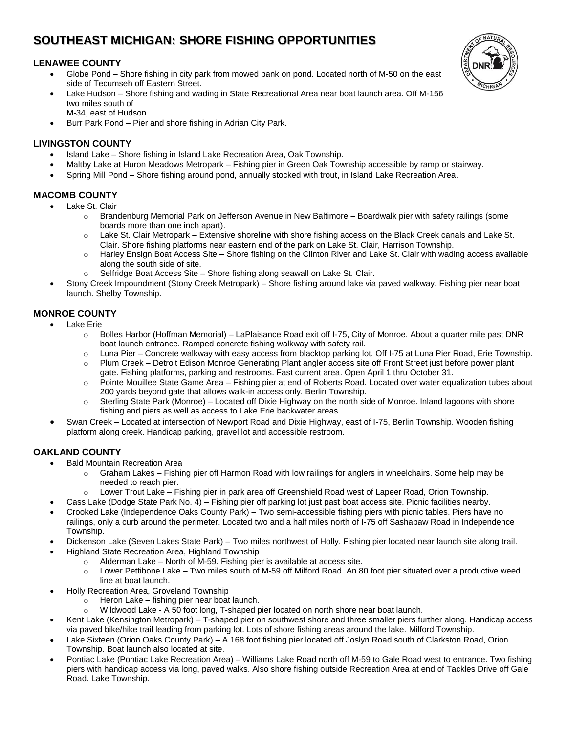# SOUTHEAST MICHIGAN: SHORE FISHING OPPORTUNITIES

### LENAWEE COUNTY

- Globe Pond – Shore fishing in city park from mowed bank on pond. Located north of M-50 on the east side of Tecumseh off Eastern Street.
- Lake Hudson – Shore fishing and wading in State Recreational Area near boat launch area. Off M-156 two miles south of M-34, east of Hudson.
- Burr Park Pond – Pier and shore fishing in Adrian City Park.

### LIVINGSTON COUNTY

- Island Lake – Shore fishing in Island Lake Recreation Area, Oak Township.
- Maltby Lake at Huron Meadows Metropark – Fishing pier in Green Oak Township accessible by ramp or stairway.
- Spring Mill Pond – Shore fishing around pond, annually stocked with trout, in Island Lake Recreation Area.

### MACOMB COUNTY

- Lake St. Clair
  - Brandenburg Memorial Park on Jefferson Avenue in New Baltimore – Boardwalk pier with safety railings (some boards more than one inch apart).
  - Lake St. Clair Metropark – Extensive shoreline with shore fishing access on the Black Creek canals and Lake St. Clair. Shore fishing platforms near eastern end of the park on Lake St. Clair, Harrison Township.
  - Harley Ensign Boat Access Site – Shore fishing on the Clinton River and Lake St. Clair with wading access available along the south side of site.
  - Selfridge Boat Access Site – Shore fishing along seawall on Lake St. Clair.
- Stony Creek Impoundment (Stony Creek Metropark) – Shore fishing around lake via paved walkway. Fishing pier near boat launch. Shelby Township.

### MONROE COUNTY

- Lake Erie
  - Bolles Harbor (Hoffman Memorial) – LaPlaisance Road exit off I-75, City of Monroe. About a quarter mile past DNR boat launch entrance. Ramped concrete fishing walkway with safety rail.
  - Luna Pier – Concrete walkway with easy access from blacktop parking lot. Off I-75 at Luna Pier Road, Erie Township.
  - Plum Creek – Detroit Edison Monroe Generating Plant angler access site off Front Street just before power plant gate. Fishing platforms, parking and restrooms. Fast current area. Open April 1 thru October 31.
  - Pointe Mouillee State Game Area – Fishing pier at end of Roberts Road. Located over water equalization tubes about 200 yards beyond gate that allows walk-in access only. Berlin Township.
  - Sterling State Park (Monroe) – Located off Dixie Highway on the north side of Monroe. Inland lagoons with shore fishing and piers as well as access to Lake Erie backwater areas.
- Swan Creek – Located at intersection of Newport Road and Dixie Highway, east of I-75, Berlin Township. Wooden fishing platform along creek. Handicap parking, gravel lot and accessible restroom.

### OAKLAND COUNTY

- Bald Mountain Recreation Area
  - Graham Lakes – Fishing pier off Harmon Road with low railings for anglers in wheelchairs. Some help may be needed to reach pier.
  - Lower Trout Lake – Fishing pier in park area off Greenshield Road west of Lapeer Road, Orion Township.
- Cass Lake (Dodge State Park No. 4) – Fishing pier off parking lot just past boat access site. Picnic facilities nearby.
- Crooked Lake (Independence Oaks County Park) – Two semi-accessible fishing piers with picnic tables. Piers have no railings, only a curb around the perimeter. Located two and a half miles north of I-75 off Sashabaw Road in Independence Township.
- Dickenson Lake (Seven Lakes State Park) – Two miles northwest of Holly. Fishing pier located near launch site along trail.
- Highland State Recreation Area, Highland Township
  - Alderman Lake – North of M-59. Fishing pier is available at access site.
  - Lower Pettibone Lake – Two miles south of M-59 off Milford Road. An 80 foot pier situated over a productive weed line at boat launch.
- Holly Recreation Area, Groveland Township
  - Heron Lake – fishing pier near boat launch.
  - Wildwood Lake - A 50 foot long, T-shaped pier located on north shore near boat launch.
- Kent Lake (Kensington Metropark) – T-shaped pier on southwest shore and three smaller piers further along. Handicap access via paved bike/hike trail leading from parking lot. Lots of shore fishing areas around the lake. Milford Township.
- Lake Sixteen (Orion Oaks County Park) – A 168 foot fishing pier located off Joslyn Road south of Clarkston Road, Orion Township. Boat launch also located at site.
- Pontiac Lake (Pontiac Lake Recreation Area) – Williams Lake Road north off M-59 to Gale Road west to entrance. Two fishing piers with handicap access via long, paved walks. Also shore fishing outside Recreation Area at end of Tackles Drive off Gale Road. Lake Township.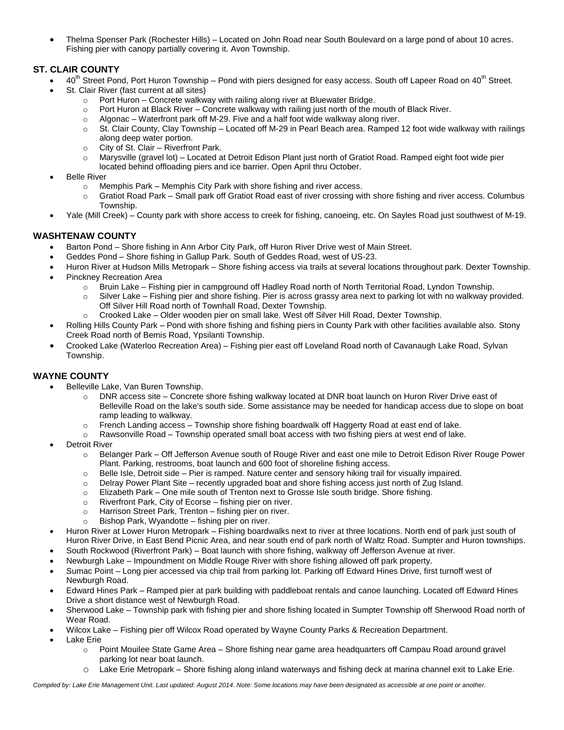- Thelma Spenser Park (Rochester Hills) – Located on John Road near South Boulevard on a large pond of about 10 acres. Fishing pier with canopy partially covering it. Avon Township.

## ST. CLAIR COUNTY

- 40th Street Pond, Port Huron Township – Pond with piers designed for easy access. South off Lapeer Road on 40th Street.
- St. Clair River (fast current at all sites)
  - Port Huron – Concrete walkway with railing along river at Bluewater Bridge.
  - Port Huron at Black River – Concrete walkway with railing just north of the mouth of Black River.
  - Algonac – Waterfront park off M-29. Five and a half foot wide walkway along river.
  - St. Clair County, Clay Township – Located off M-29 in Pearl Beach area. Ramped 12 foot wide walkway with railings along deep water portion.
  - City of St. Clair – Riverfront Park.
  - Marysville (gravel lot) – Located at Detroit Edison Plant just north of Gratiot Road. Ramped eight foot wide pier located behind offloading piers and ice barrier. Open April thru October.
- Belle River
  - Memphis Park – Memphis City Park with shore fishing and river access.
  - Gratiot Road Park – Small park off Gratiot Road east of river crossing with shore fishing and river access. Columbus Township.
- Yale (Mill Creek) – County park with shore access to creek for fishing, canoeing, etc. On Sayles Road just southwest of M-19.

## WASHTENAW COUNTY

- Barton Pond – Shore fishing in Ann Arbor City Park, off Huron River Drive west of Main Street.
- Geddes Pond – Shore fishing in Gallup Park. South of Geddes Road, west of US-23.
- Huron River at Hudson Mills Metropark – Shore fishing access via trails at several locations throughout park. Dexter Township.
- Pinckney Recreation Area
  - Bruin Lake – Fishing pier in campground off Hadley Road north of North Territorial Road, Lyndon Township.
  - Silver Lake – Fishing pier and shore fishing. Pier is across grassy area next to parking lot with no walkway provided. Off Silver Hill Road north of Townhall Road, Dexter Township.
  - Crooked Lake – Older wooden pier on small lake. West off Silver Hill Road, Dexter Township.
- Rolling Hills County Park – Pond with shore fishing and fishing piers in County Park with other facilities available also. Stony Creek Road north of Bemis Road, Ypsilanti Township.
- Crooked Lake (Waterloo Recreation Area) – Fishing pier east off Loveland Road north of Cavanaugh Lake Road, Sylvan Township.

## WAYNE COUNTY

- Belleville Lake, Van Buren Township.
  - DNR access site – Concrete shore fishing walkway located at DNR boat launch on Huron River Drive east of Belleville Road on the lake's south side. Some assistance may be needed for handicap access due to slope on boat ramp leading to walkway.
  - French Landing access – Township shore fishing boardwalk off Haggerty Road at east end of lake.
  - Rawsonville Road – Township operated small boat access with two fishing piers at west end of lake.
- Detroit River
  - Belanger Park – Off Jefferson Avenue south of Rouge River and east one mile to Detroit Edison River Rouge Power Plant. Parking, restrooms, boat launch and 600 foot of shoreline fishing access.
  - Belle Isle, Detroit side – Pier is ramped. Nature center and sensory hiking trail for visually impaired.
  - Delray Power Plant Site – recently upgraded boat and shore fishing access just north of Zug Island.
  - Elizabeth Park – One mile south of Trenton next to Grosse Isle south bridge. Shore fishing.
  - Riverfront Park, City of Ecorse – fishing pier on river.
  - Harrison Street Park, Trenton – fishing pier on river.
  - Bishop Park, Wyandotte – fishing pier on river.
- Huron River at Lower Huron Metropark – Fishing boardwalks next to river at three locations. North end of park just south of Huron River Drive, in East Bend Picnic Area, and near south end of park north of Waltz Road. Sumpter and Huron townships.
- South Rockwood (Riverfront Park) – Boat launch with shore fishing, walkway off Jefferson Avenue at river.
- Newburgh Lake – Impoundment on Middle Rouge River with shore fishing allowed off park property.
- Sumac Point – Long pier accessed via chip trail from parking lot. Parking off Edward Hines Drive, first turnoff west of Newburgh Road.
- Edward Hines Park – Ramped pier at park building with paddleboat rentals and canoe launching. Located off Edward Hines Drive a short distance west of Newburgh Road.
- Sherwood Lake – Township park with fishing pier and shore fishing located in Sumpter Township off Sherwood Road north of Wear Road.
- Wilcox Lake – Fishing pier off Wilcox Road operated by Wayne County Parks & Recreation Department.
- Lake Erie
  - Point Mouilee State Game Area – Shore fishing near game area headquarters off Campau Road around gravel parking lot near boat launch.
  - Lake Erie Metropark – Shore fishing along inland waterways and fishing deck at marina channel exit to Lake Erie.

*Compiled by: Lake Erie Management Unit. Last updated: August 2014. Note: Some locations may have been designated as accessible at one point or another.*